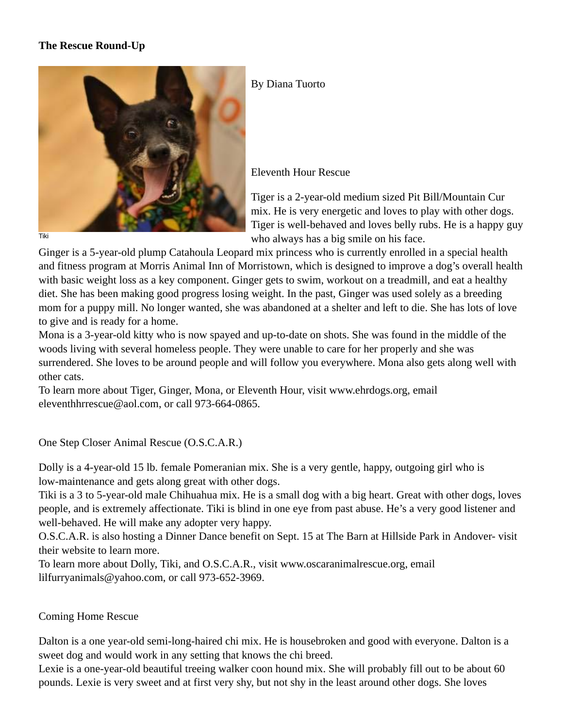**The Rescue Round-Up**

Tiki

By Diana Tuorto

Eleventh Hour Rescue

Tiger is a 2-year-old medium sized Pit Bill/Mountain Cur mix. He is very energetic and loves to play with other dogs. Tiger is well-behaved and loves belly rubs. He is a happy guy who always has a big smile on his face.

Ginger is a 5-year-old plump Catahoula Leopard mix princess who is currently enrolled in a special health and fitness program at Morris Animal Inn of Morristown, which is designed to improve a dog's overall health with basic weight loss as a key component. Ginger gets to swim, workout on a treadmill, and eat a healthy diet. She has been making good progress losing weight. In the past, Ginger was used solely as a breeding mom for a puppy mill. No longer wanted, she was abandoned at a shelter and left to die. She has lots of love to give and is ready for a home.

Mona is a 3-year-old kitty who is now spayed and up-to-date on shots. She was found in the middle of the woods living with several homeless people. They were unable to care for her properly and she was surrendered. She loves to be around people and will follow you everywhere. Mona also gets along well with other cats.

To learn more about Tiger, Ginger, Mona, or Eleventh Hour, visit www.ehrdogs.org, email eleventhhrrescue@aol.com, or call 973-664-0865.

One Step Closer Animal Rescue (O.S.C.A.R.)

Dolly is a 4-year-old 15 lb. female Pomeranian mix. She is a very gentle, happy, outgoing girl who is low-maintenance and gets along great with other dogs.

Tiki is a 3 to 5-year-old male Chihuahua mix. He is a small dog with a big heart. Great with other dogs, loves people, and is extremely affectionate. Tiki is blind in one eye from past abuse. He's a very good listener and well-behaved. He will make any adopter very happy.

O.S.C.A.R. is also hosting a Dinner Dance benefit on Sept. 15 at The Barn at Hillside Park in Andover- visit their website to learn more.

To learn more about Dolly, Tiki, and O.S.C.A.R., visit www.oscaranimalrescue.org, email lilfurryanimals@yahoo.com, or call 973-652-3969.

Coming Home Rescue

Dalton is a one year-old semi-long-haired chi mix. He is housebroken and good with everyone. Dalton is a sweet dog and would work in any setting that knows the chi breed.

Lexie is a one-year-old beautiful treeing walker coon hound mix. She will probably fill out to be about 60 pounds. Lexie is very sweet and at first very shy, but not shy in the least around other dogs. She loves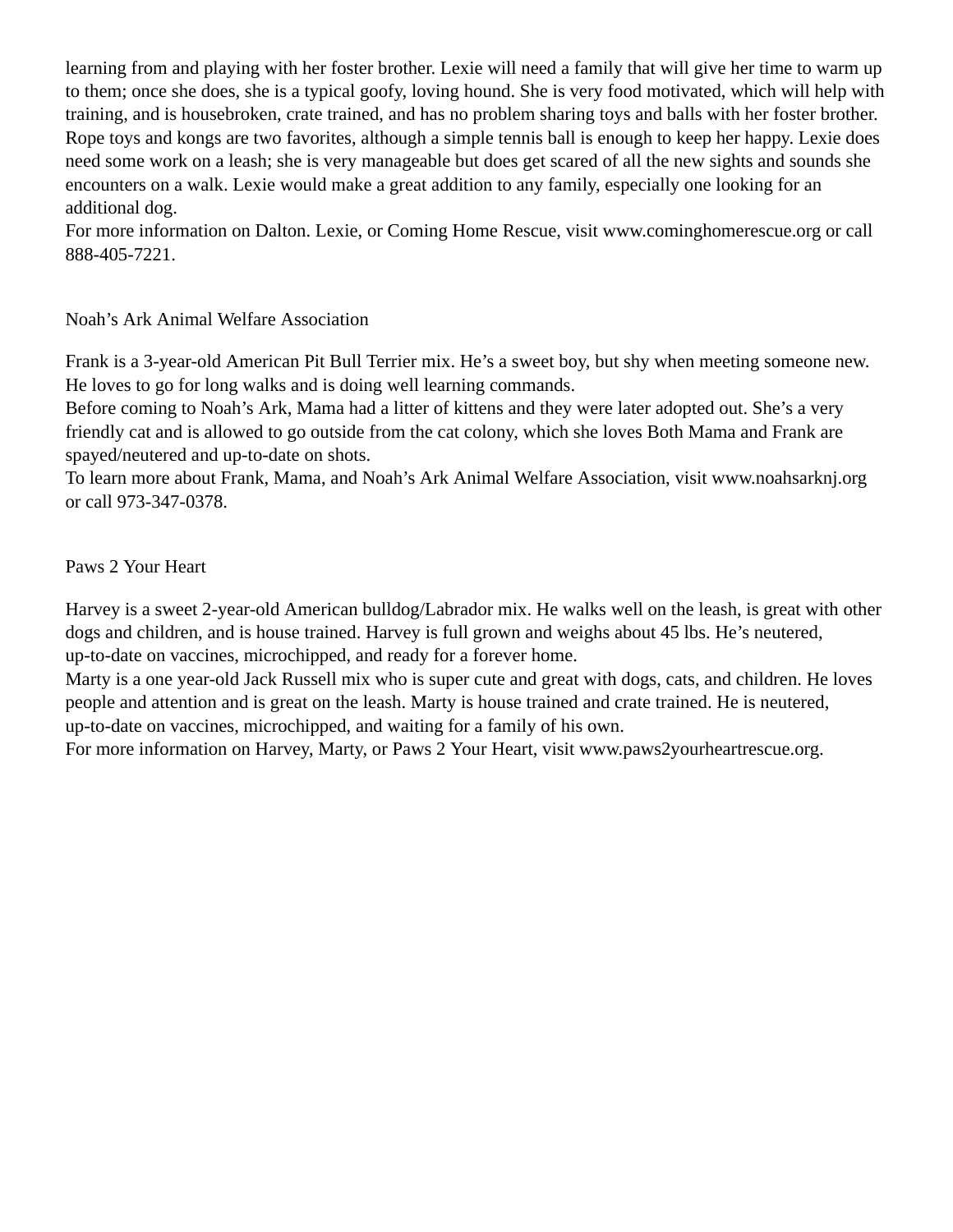learning from and playing with her foster brother. Lexie will need a family that will give her time to warm up to them; once she does, she is a typical goofy, loving hound. She is very food motivated, which will help with training, and is housebroken, crate trained, and has no problem sharing toys and balls with her foster brother. Rope toys and kongs are two favorites, although a simple tennis ball is enough to keep her happy. Lexie does need some work on a leash; she is very manageable but does get scared of all the new sights and sounds she encounters on a walk. Lexie would make a great addition to any family, especially one looking for an additional dog.
For more information on Dalton. Lexie, or Coming Home Rescue, visit www.cominghomerescue.org or call 888-405-7221.

## Noah's Ark Animal Welfare Association

Frank is a 3-year-old American Pit Bull Terrier mix. He's a sweet boy, but shy when meeting someone new. He loves to go for long walks and is doing well learning commands.
Before coming to Noah's Ark, Mama had a litter of kittens and they were later adopted out. She's a very friendly cat and is allowed to go outside from the cat colony, which she loves Both Mama and Frank are spayed/neutered and up-to-date on shots.
To learn more about Frank, Mama, and Noah's Ark Animal Welfare Association, visit www.noahsarknj.org or call 973-347-0378.

## Paws 2 Your Heart

Harvey is a sweet 2-year-old American bulldog/Labrador mix. He walks well on the leash, is great with other dogs and children, and is house trained. Harvey is full grown and weighs about 45 lbs. He's neutered, up-to-date on vaccines, microchipped, and ready for a forever home.
Marty is a one year-old Jack Russell mix who is super cute and great with dogs, cats, and children. He loves people and attention and is great on the leash. Marty is house trained and crate trained. He is neutered, up-to-date on vaccines, microchipped, and waiting for a family of his own.
For more information on Harvey, Marty, or Paws 2 Your Heart, visit www.paws2yourheartrescue.org.